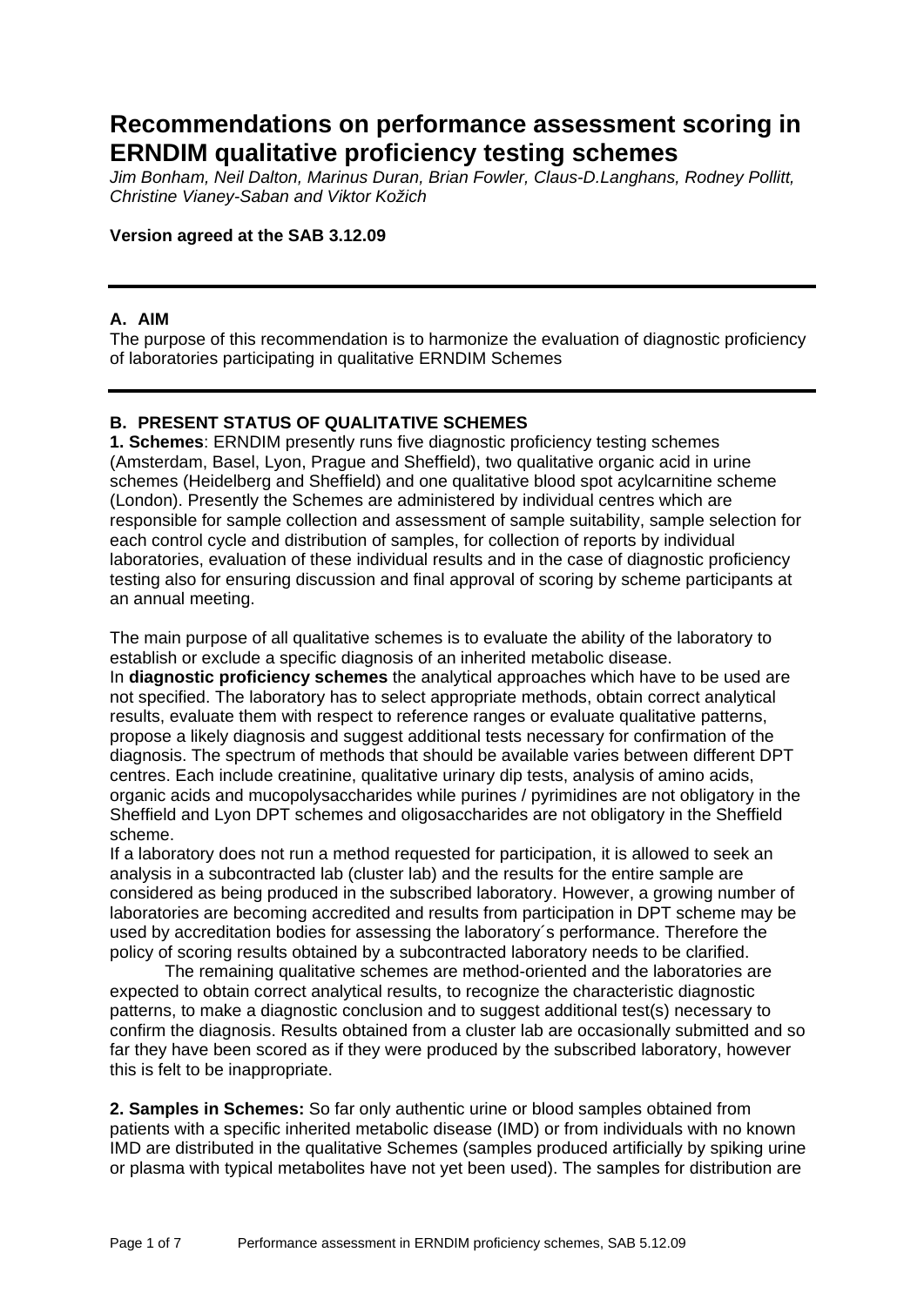# Recommendations on performance assessment scoring in ERNDIM qualitative proficiency testing schemes

*Jim Bonham, Neil Dalton, Marinus Duran, Brian Fowler, Claus-D.Langhans, Rodney Pollitt, Christine Vianey-Saban and Viktor Kožich*

**Version agreed at the SAB 3.12.09**

---

## A. AIM

The purpose of this recommendation is to harmonize the evaluation of diagnostic proficiency of laboratories participating in qualitative ERNDIM Schemes

---

## B. PRESENT STATUS OF QUALITATIVE SCHEMES

**1. Schemes**: ERNDIM presently runs five diagnostic proficiency testing schemes (Amsterdam, Basel, Lyon, Prague and Sheffield), two qualitative organic acid in urine schemes (Heidelberg and Sheffield) and one qualitative blood spot acylcarnitine scheme (London). Presently the Schemes are administered by individual centres which are responsible for sample collection and assessment of sample suitability, sample selection for each control cycle and distribution of samples, for collection of reports by individual laboratories, evaluation of these individual results and in the case of diagnostic proficiency testing also for ensuring discussion and final approval of scoring by scheme participants at an annual meeting.

The main purpose of all qualitative schemes is to evaluate the ability of the laboratory to establish or exclude a specific diagnosis of an inherited metabolic disease.
In **diagnostic proficiency schemes** the analytical approaches which have to be used are not specified. The laboratory has to select appropriate methods, obtain correct analytical results, evaluate them with respect to reference ranges or evaluate qualitative patterns, propose a likely diagnosis and suggest additional tests necessary for confirmation of the diagnosis. The spectrum of methods that should be available varies between different DPT centres. Each include creatinine, qualitative urinary dip tests, analysis of amino acids, organic acids and mucopolysaccharides while purines / pyrimidines are not obligatory in the Sheffield and Lyon DPT schemes and oligosaccharides are not obligatory in the Sheffield scheme.
If a laboratory does not run a method requested for participation, it is allowed to seek an analysis in a subcontracted lab (cluster lab) and the results for the entire sample are considered as being produced in the subscribed laboratory. However, a growing number of laboratories are becoming accredited and results from participation in DPT scheme may be used by accreditation bodies for assessing the laboratory´s performance. Therefore the policy of scoring results obtained by a subcontracted laboratory needs to be clarified.

The remaining qualitative schemes are method-oriented and the laboratories are expected to obtain correct analytical results, to recognize the characteristic diagnostic patterns, to make a diagnostic conclusion and to suggest additional test(s) necessary to confirm the diagnosis. Results obtained from a cluster lab are occasionally submitted and so far they have been scored as if they were produced by the subscribed laboratory, however this is felt to be inappropriate.

**2. Samples in Schemes:** So far only authentic urine or blood samples obtained from patients with a specific inherited metabolic disease (IMD) or from individuals with no known IMD are distributed in the qualitative Schemes (samples produced artificially by spiking urine or plasma with typical metabolites have not yet been used). The samples for distribution are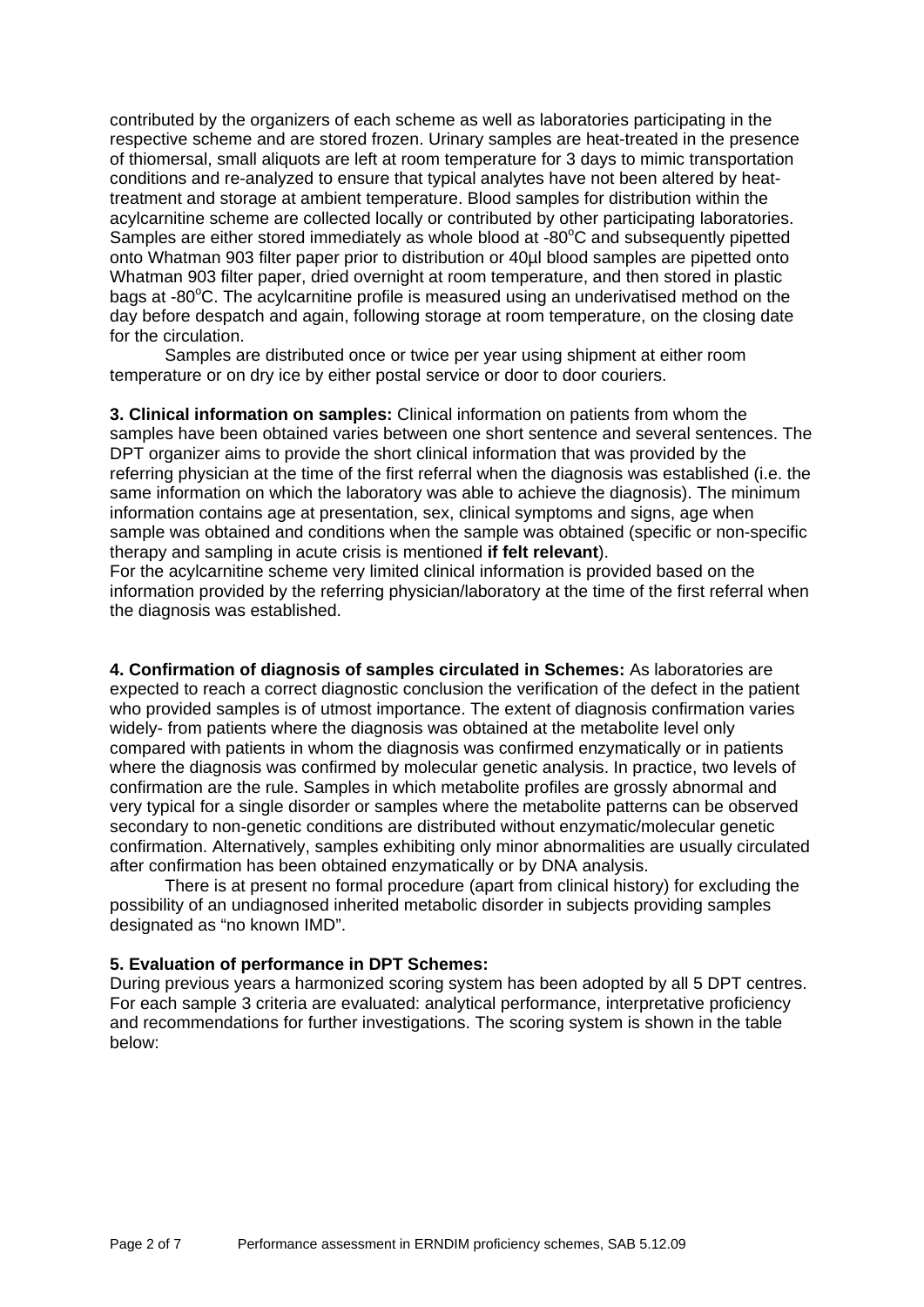contributed by the organizers of each scheme as well as laboratories participating in the respective scheme and are stored frozen. Urinary samples are heat-treated in the presence of thiomersal, small aliquots are left at room temperature for 3 days to mimic transportation conditions and re-analyzed to ensure that typical analytes have not been altered by heat-treatment and storage at ambient temperature. Blood samples for distribution within the acylcarnitine scheme are collected locally or contributed by other participating laboratories. Samples are either stored immediately as whole blood at -80°C and subsequently pipetted onto Whatman 903 filter paper prior to distribution or 40µl blood samples are pipetted onto Whatman 903 filter paper, dried overnight at room temperature, and then stored in plastic bags at -80°C. The acylcarnitine profile is measured using an underivatised method on the day before despatch and again, following storage at room temperature, on the closing date for the circulation.

Samples are distributed once or twice per year using shipment at either room temperature or on dry ice by either postal service or door to door couriers.

**3. Clinical information on samples:** Clinical information on patients from whom the samples have been obtained varies between one short sentence and several sentences. The DPT organizer aims to provide the short clinical information that was provided by the referring physician at the time of the first referral when the diagnosis was established (i.e. the same information on which the laboratory was able to achieve the diagnosis). The minimum information contains age at presentation, sex, clinical symptoms and signs, age when sample was obtained and conditions when the sample was obtained (specific or non-specific therapy and sampling in acute crisis is mentioned **if felt relevant**).
For the acylcarnitine scheme very limited clinical information is provided based on the information provided by the referring physician/laboratory at the time of the first referral when the diagnosis was established.

**4. Confirmation of diagnosis of samples circulated in Schemes:** As laboratories are expected to reach a correct diagnostic conclusion the verification of the defect in the patient who provided samples is of utmost importance. The extent of diagnosis confirmation varies widely- from patients where the diagnosis was obtained at the metabolite level only compared with patients in whom the diagnosis was confirmed enzymatically or in patients where the diagnosis was confirmed by molecular genetic analysis. In practice, two levels of confirmation are the rule. Samples in which metabolite profiles are grossly abnormal and very typical for a single disorder or samples where the metabolite patterns can be observed secondary to non-genetic conditions are distributed without enzymatic/molecular genetic confirmation. Alternatively, samples exhibiting only minor abnormalities are usually circulated after confirmation has been obtained enzymatically or by DNA analysis.

There is at present no formal procedure (apart from clinical history) for excluding the possibility of an undiagnosed inherited metabolic disorder in subjects providing samples designated as "no known IMD".

**5. Evaluation of performance in DPT Schemes:**
During previous years a harmonized scoring system has been adopted by all 5 DPT centres. For each sample 3 criteria are evaluated: analytical performance, interpretative proficiency and recommendations for further investigations. The scoring system is shown in the table below: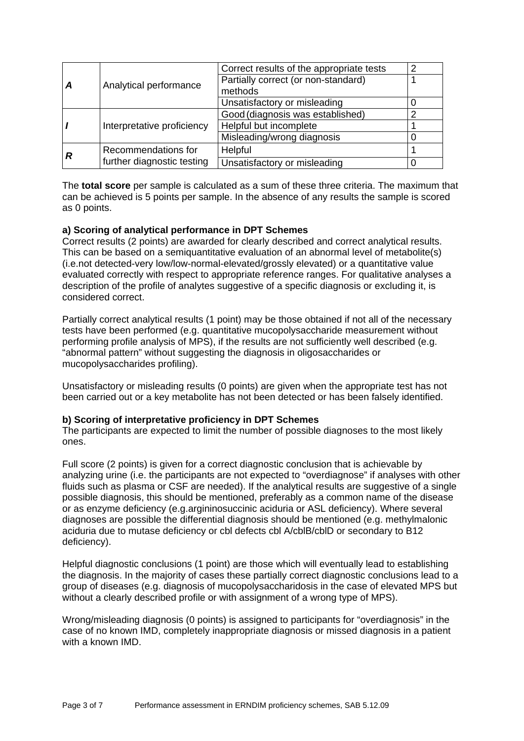| | | | |
|---|---|---|---|
| ***A*** | Analytical performance | Correct results of the appropriate tests | 2 |
| | | Partially correct (or non-standard) methods | 1 |
| | | Unsatisfactory or misleading | 0 |
| ***I*** | Interpretative proficiency | Good (diagnosis was established) | 2 |
| | | Helpful but incomplete | 1 |
| | | Misleading/wrong diagnosis | 0 |
| ***R*** | Recommendations for further diagnostic testing | Helpful | 1 |
| | | Unsatisfactory or misleading | 0 |

The **total score** per sample is calculated as a sum of these three criteria. The maximum that can be achieved is 5 points per sample. In the absence of any results the sample is scored as 0 points.

**a) Scoring of analytical performance in DPT Schemes**

Correct results (2 points) are awarded for clearly described and correct analytical results. This can be based on a semiquantitative evaluation of an abnormal level of metabolite(s) (i.e.not detected-very low/low-normal-elevated/grossly elevated) or a quantitative value evaluated correctly with respect to appropriate reference ranges. For qualitative analyses a description of the profile of analytes suggestive of a specific diagnosis or excluding it, is considered correct.

Partially correct analytical results (1 point) may be those obtained if not all of the necessary tests have been performed (e.g. quantitative mucopolysaccharide measurement without performing profile analysis of MPS), if the results are not sufficiently well described (e.g. "abnormal pattern" without suggesting the diagnosis in oligosaccharides or mucopolysaccharides profiling).

Unsatisfactory or misleading results (0 points) are given when the appropriate test has not been carried out or a key metabolite has not been detected or has been falsely identified.

**b) Scoring of interpretative proficiency in DPT Schemes**

The participants are expected to limit the number of possible diagnoses to the most likely ones.

Full score (2 points) is given for a correct diagnostic conclusion that is achievable by analyzing urine (i.e. the participants are not expected to "overdiagnose" if analyses with other fluids such as plasma or CSF are needed). If the analytical results are suggestive of a single possible diagnosis, this should be mentioned, preferably as a common name of the disease or as enzyme deficiency (e.g.argininosuccinic aciduria or ASL deficiency). Where several diagnoses are possible the differential diagnosis should be mentioned (e.g. methylmalonic aciduria due to mutase deficiency or cbl defects cbl A/cblB/cblD or secondary to B12 deficiency).

Helpful diagnostic conclusions (1 point) are those which will eventually lead to establishing the diagnosis. In the majority of cases these partially correct diagnostic conclusions lead to a group of diseases (e.g. diagnosis of mucopolysaccharidosis in the case of elevated MPS but without a clearly described profile or with assignment of a wrong type of MPS).

Wrong/misleading diagnosis (0 points) is assigned to participants for "overdiagnosis" in the case of no known IMD, completely inappropriate diagnosis or missed diagnosis in a patient with a known IMD.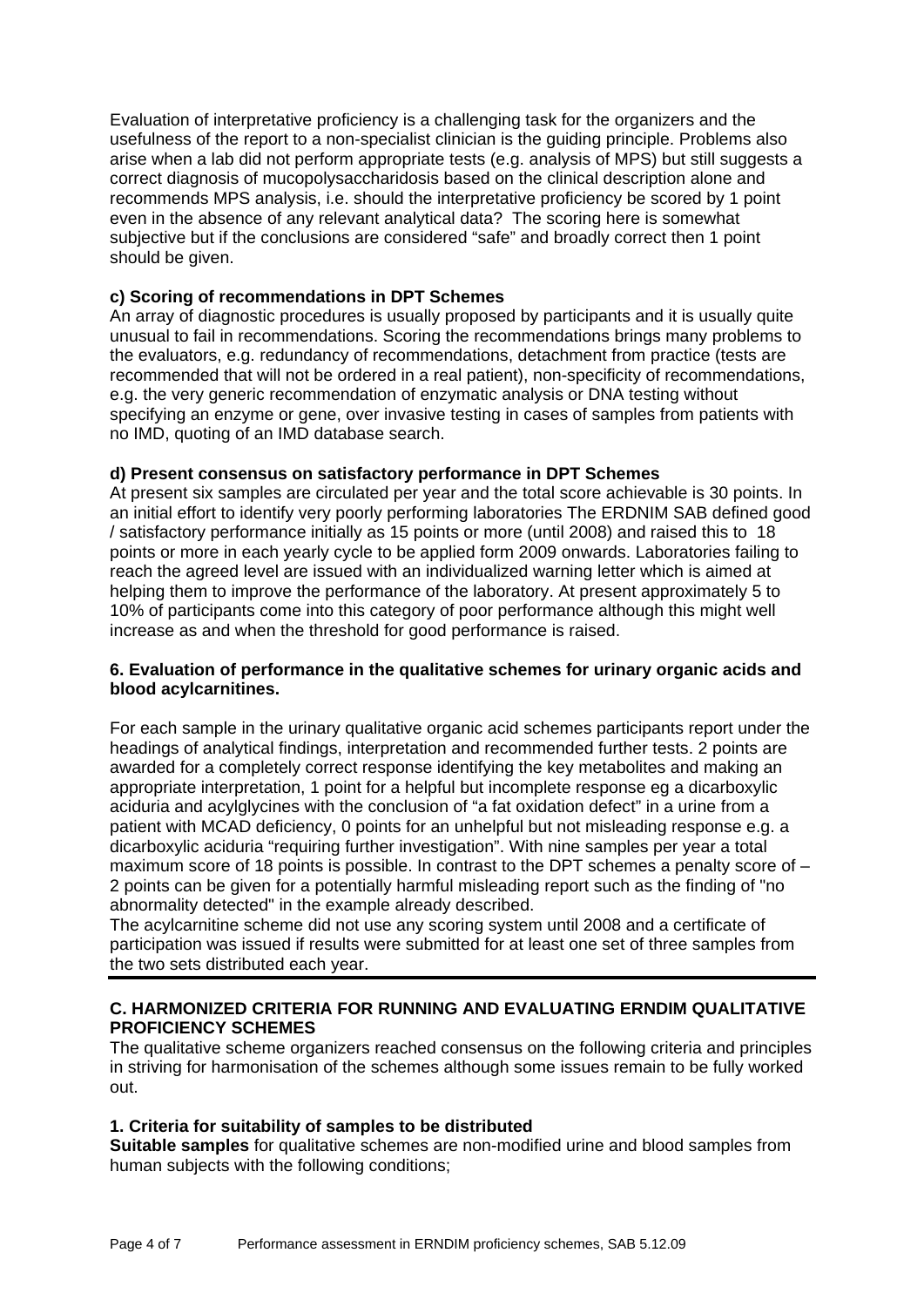Evaluation of interpretative proficiency is a challenging task for the organizers and the usefulness of the report to a non-specialist clinician is the guiding principle. Problems also arise when a lab did not perform appropriate tests (e.g. analysis of MPS) but still suggests a correct diagnosis of mucopolysaccharidosis based on the clinical description alone and recommends MPS analysis, i.e. should the interpretative proficiency be scored by 1 point even in the absence of any relevant analytical data? The scoring here is somewhat subjective but if the conclusions are considered "safe" and broadly correct then 1 point should be given.

#### c) Scoring of recommendations in DPT Schemes

An array of diagnostic procedures is usually proposed by participants and it is usually quite unusual to fail in recommendations. Scoring the recommendations brings many problems to the evaluators, e.g. redundancy of recommendations, detachment from practice (tests are recommended that will not be ordered in a real patient), non-specificity of recommendations, e.g. the very generic recommendation of enzymatic analysis or DNA testing without specifying an enzyme or gene, over invasive testing in cases of samples from patients with no IMD, quoting of an IMD database search.

#### d) Present consensus on satisfactory performance in DPT Schemes

At present six samples are circulated per year and the total score achievable is 30 points. In an initial effort to identify very poorly performing laboratories The ERDNIM SAB defined good / satisfactory performance initially as 15 points or more (until 2008) and raised this to 18 points or more in each yearly cycle to be applied form 2009 onwards. Laboratories failing to reach the agreed level are issued with an individualized warning letter which is aimed at helping them to improve the performance of the laboratory. At present approximately 5 to 10% of participants come into this category of poor performance although this might well increase as and when the threshold for good performance is raised.

### 6. Evaluation of performance in the qualitative schemes for urinary organic acids and blood acylcarnitines.

For each sample in the urinary qualitative organic acid schemes participants report under the headings of analytical findings, interpretation and recommended further tests. 2 points are awarded for a completely correct response identifying the key metabolites and making an appropriate interpretation, 1 point for a helpful but incomplete response eg a dicarboxylic aciduria and acylglycines with the conclusion of "a fat oxidation defect" in a urine from a patient with MCAD deficiency, 0 points for an unhelpful but not misleading response e.g. a dicarboxylic aciduria "requiring further investigation". With nine samples per year a total maximum score of 18 points is possible. In contrast to the DPT schemes a penalty score of –2 points can be given for a potentially harmful misleading report such as the finding of "no abnormality detected" in the example already described.

The acylcarnitine scheme did not use any scoring system until 2008 and a certificate of participation was issued if results were submitted for at least one set of three samples from the two sets distributed each year.

---

## C. HARMONIZED CRITERIA FOR RUNNING AND EVALUATING ERNDIM QUALITATIVE PROFICIENCY SCHEMES

The qualitative scheme organizers reached consensus on the following criteria and principles in striving for harmonisation of the schemes although some issues remain to be fully worked out.

### 1. Criteria for suitability of samples to be distributed

**Suitable samples** for qualitative schemes are non-modified urine and blood samples from human subjects with the following conditions;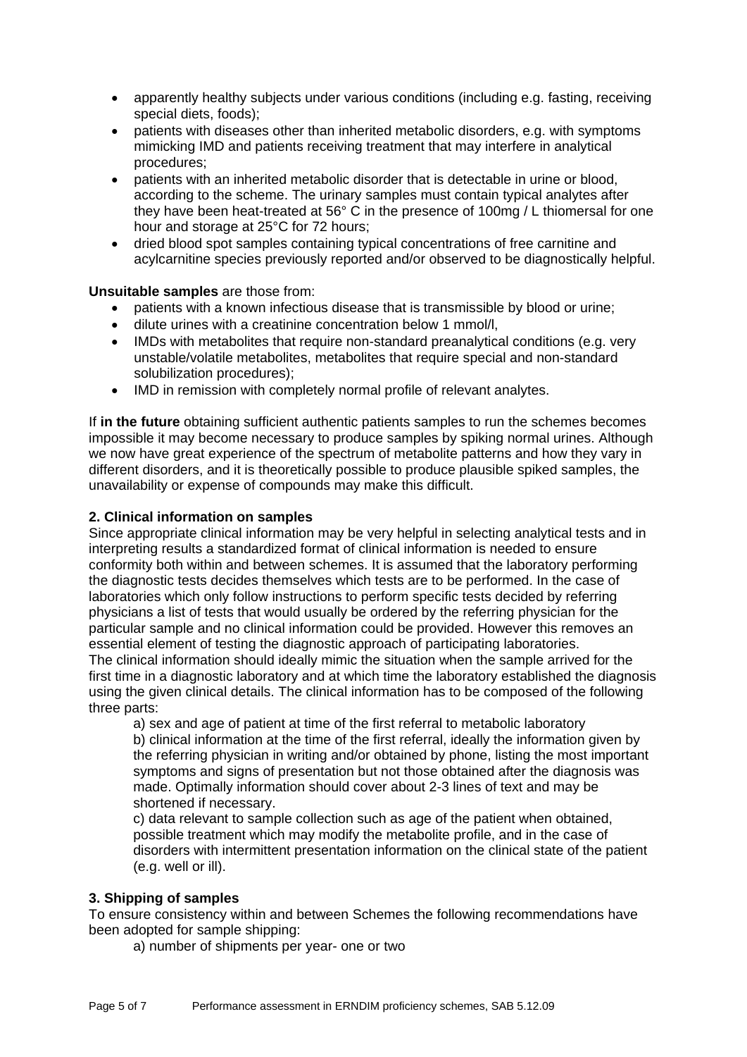- apparently healthy subjects under various conditions (including e.g. fasting, receiving special diets, foods);
- patients with diseases other than inherited metabolic disorders, e.g. with symptoms mimicking IMD and patients receiving treatment that may interfere in analytical procedures;
- patients with an inherited metabolic disorder that is detectable in urine or blood, according to the scheme. The urinary samples must contain typical analytes after they have been heat-treated at 56° C in the presence of 100mg / L thiomersal for one hour and storage at 25°C for 72 hours;
- dried blood spot samples containing typical concentrations of free carnitine and acylcarnitine species previously reported and/or observed to be diagnostically helpful.

**Unsuitable samples** are those from:

- patients with a known infectious disease that is transmissible by blood or urine;
- dilute urines with a creatinine concentration below 1 mmol/l,
- IMDs with metabolites that require non-standard preanalytical conditions (e.g. very unstable/volatile metabolites, metabolites that require special and non-standard solubilization procedures);
- IMD in remission with completely normal profile of relevant analytes.

If **in the future** obtaining sufficient authentic patients samples to run the schemes becomes impossible it may become necessary to produce samples by spiking normal urines. Although we now have great experience of the spectrum of metabolite patterns and how they vary in different disorders, and it is theoretically possible to produce plausible spiked samples, the unavailability or expense of compounds may make this difficult.

**2. Clinical information on samples**

Since appropriate clinical information may be very helpful in selecting analytical tests and in interpreting results a standardized format of clinical information is needed to ensure conformity both within and between schemes. It is assumed that the laboratory performing the diagnostic tests decides themselves which tests are to be performed. In the case of laboratories which only follow instructions to perform specific tests decided by referring physicians a list of tests that would usually be ordered by the referring physician for the particular sample and no clinical information could be provided. However this removes an essential element of testing the diagnostic approach of participating laboratories.
The clinical information should ideally mimic the situation when the sample arrived for the first time in a diagnostic laboratory and at which time the laboratory established the diagnosis using the given clinical details. The clinical information has to be composed of the following three parts:

a) sex and age of patient at time of the first referral to metabolic laboratory

b) clinical information at the time of the first referral, ideally the information given by the referring physician in writing and/or obtained by phone, listing the most important symptoms and signs of presentation but not those obtained after the diagnosis was made. Optimally information should cover about 2-3 lines of text and may be shortened if necessary.

c) data relevant to sample collection such as age of the patient when obtained, possible treatment which may modify the metabolite profile, and in the case of disorders with intermittent presentation information on the clinical state of the patient (e.g. well or ill).

**3. Shipping of samples**

To ensure consistency within and between Schemes the following recommendations have been adopted for sample shipping:

a) number of shipments per year- one or two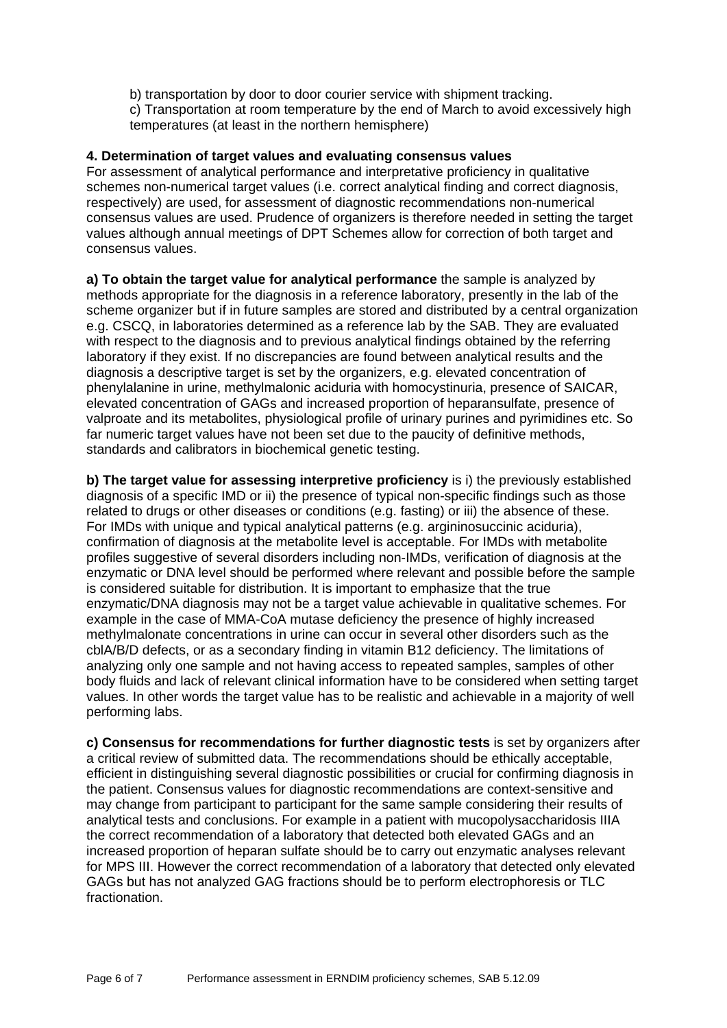b) transportation by door to door courier service with shipment tracking.
c) Transportation at room temperature by the end of March to avoid excessively high temperatures (at least in the northern hemisphere)

**4. Determination of target values and evaluating consensus values**

For assessment of analytical performance and interpretative proficiency in qualitative schemes non-numerical target values (i.e. correct analytical finding and correct diagnosis, respectively) are used, for assessment of diagnostic recommendations non-numerical consensus values are used. Prudence of organizers is therefore needed in setting the target values although annual meetings of DPT Schemes allow for correction of both target and consensus values.

**a) To obtain the target value for analytical performance** the sample is analyzed by methods appropriate for the diagnosis in a reference laboratory, presently in the lab of the scheme organizer but if in future samples are stored and distributed by a central organization e.g. CSCQ, in laboratories determined as a reference lab by the SAB. They are evaluated with respect to the diagnosis and to previous analytical findings obtained by the referring laboratory if they exist. If no discrepancies are found between analytical results and the diagnosis a descriptive target is set by the organizers, e.g. elevated concentration of phenylalanine in urine, methylmalonic aciduria with homocystinuria, presence of SAICAR, elevated concentration of GAGs and increased proportion of heparansulfate, presence of valproate and its metabolites, physiological profile of urinary purines and pyrimidines etc. So far numeric target values have not been set due to the paucity of definitive methods, standards and calibrators in biochemical genetic testing.

**b) The target value for assessing interpretive proficiency** is i) the previously established diagnosis of a specific IMD or ii) the presence of typical non-specific findings such as those related to drugs or other diseases or conditions (e.g. fasting) or iii) the absence of these. For IMDs with unique and typical analytical patterns (e.g. argininosuccinic aciduria), confirmation of diagnosis at the metabolite level is acceptable. For IMDs with metabolite profiles suggestive of several disorders including non-IMDs, verification of diagnosis at the enzymatic or DNA level should be performed where relevant and possible before the sample is considered suitable for distribution. It is important to emphasize that the true enzymatic/DNA diagnosis may not be a target value achievable in qualitative schemes. For example in the case of MMA-CoA mutase deficiency the presence of highly increased methylmalonate concentrations in urine can occur in several other disorders such as the cblA/B/D defects, or as a secondary finding in vitamin B12 deficiency. The limitations of analyzing only one sample and not having access to repeated samples, samples of other body fluids and lack of relevant clinical information have to be considered when setting target values. In other words the target value has to be realistic and achievable in a majority of well performing labs.

**c) Consensus for recommendations for further diagnostic tests** is set by organizers after a critical review of submitted data. The recommendations should be ethically acceptable, efficient in distinguishing several diagnostic possibilities or crucial for confirming diagnosis in the patient. Consensus values for diagnostic recommendations are context-sensitive and may change from participant to participant for the same sample considering their results of analytical tests and conclusions. For example in a patient with mucopolysaccharidosis IIIA the correct recommendation of a laboratory that detected both elevated GAGs and an increased proportion of heparan sulfate should be to carry out enzymatic analyses relevant for MPS III. However the correct recommendation of a laboratory that detected only elevated GAGs but has not analyzed GAG fractions should be to perform electrophoresis or TLC fractionation.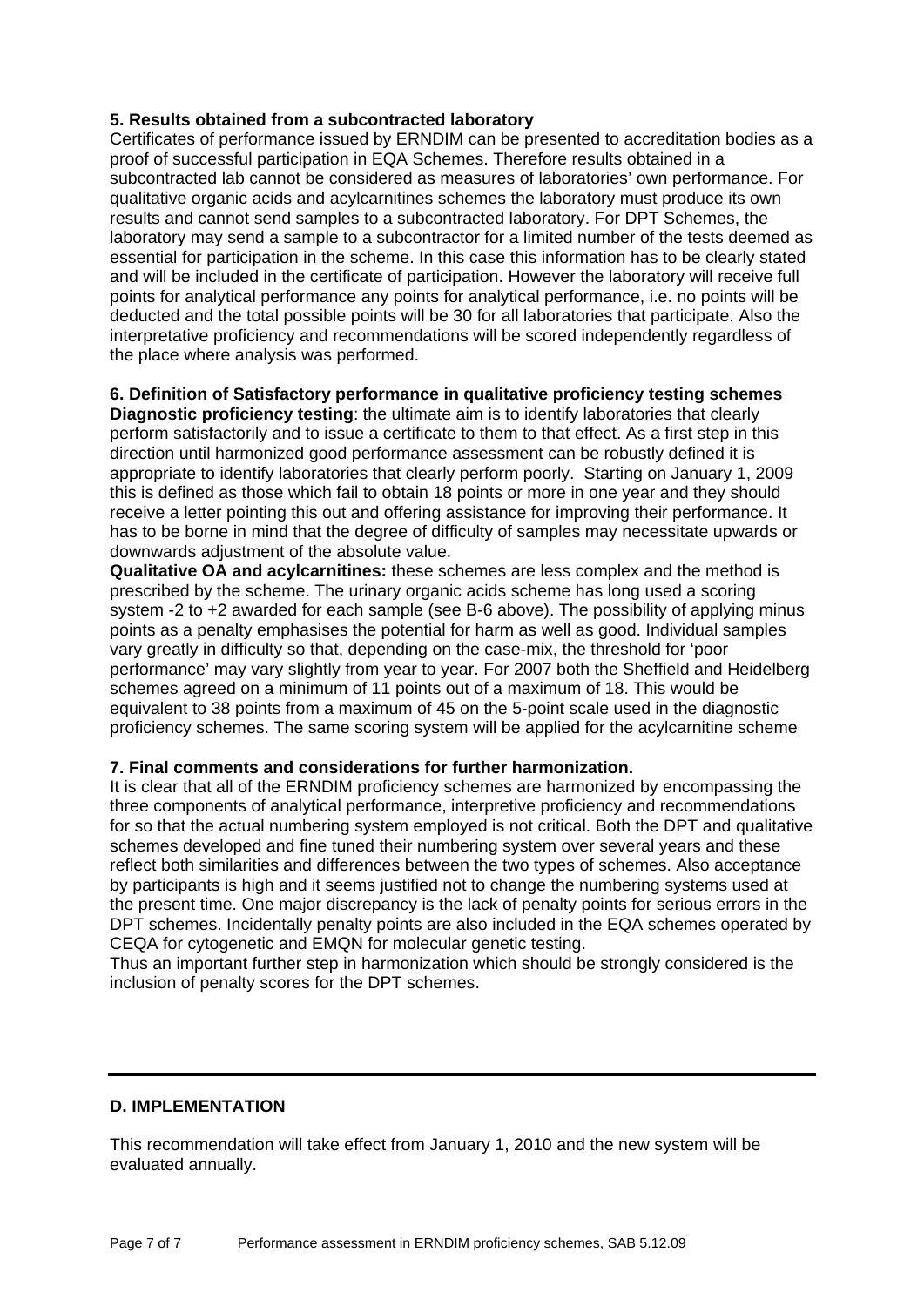**5. Results obtained from a subcontracted laboratory**

Certificates of performance issued by ERNDIM can be presented to accreditation bodies as a proof of successful participation in EQA Schemes. Therefore results obtained in a subcontracted lab cannot be considered as measures of laboratories' own performance. For qualitative organic acids and acylcarnitines schemes the laboratory must produce its own results and cannot send samples to a subcontracted laboratory. For DPT Schemes, the laboratory may send a sample to a subcontractor for a limited number of the tests deemed as essential for participation in the scheme. In this case this information has to be clearly stated and will be included in the certificate of participation. However the laboratory will receive full points for analytical performance any points for analytical performance, i.e. no points will be deducted and the total possible points will be 30 for all laboratories that participate. Also the interpretative proficiency and recommendations will be scored independently regardless of the place where analysis was performed.

**6. Definition of Satisfactory performance in qualitative proficiency testing schemes**

**Diagnostic proficiency testing**: the ultimate aim is to identify laboratories that clearly perform satisfactorily and to issue a certificate to them to that effect. As a first step in this direction until harmonized good performance assessment can be robustly defined it is appropriate to identify laboratories that clearly perform poorly. Starting on January 1, 2009 this is defined as those which fail to obtain 18 points or more in one year and they should receive a letter pointing this out and offering assistance for improving their performance. It has to be borne in mind that the degree of difficulty of samples may necessitate upwards or downwards adjustment of the absolute value.

**Qualitative OA and acylcarnitines:** these schemes are less complex and the method is prescribed by the scheme. The urinary organic acids scheme has long used a scoring system -2 to +2 awarded for each sample (see B-6 above). The possibility of applying minus points as a penalty emphasises the potential for harm as well as good. Individual samples vary greatly in difficulty so that, depending on the case-mix, the threshold for 'poor performance' may vary slightly from year to year. For 2007 both the Sheffield and Heidelberg schemes agreed on a minimum of 11 points out of a maximum of 18. This would be equivalent to 38 points from a maximum of 45 on the 5-point scale used in the diagnostic proficiency schemes. The same scoring system will be applied for the acylcarnitine scheme

**7. Final comments and considerations for further harmonization.**

It is clear that all of the ERNDIM proficiency schemes are harmonized by encompassing the three components of analytical performance, interpretive proficiency and recommendations for so that the actual numbering system employed is not critical. Both the DPT and qualitative schemes developed and fine tuned their numbering system over several years and these reflect both similarities and differences between the two types of schemes. Also acceptance by participants is high and it seems justified not to change the numbering systems used at the present time. One major discrepancy is the lack of penalty points for serious errors in the DPT schemes. Incidentally penalty points are also included in the EQA schemes operated by CEQA for cytogenetic and EMQN for molecular genetic testing.

Thus an important further step in harmonization which should be strongly considered is the inclusion of penalty scores for the DPT schemes.

---

**D. IMPLEMENTATION**

This recommendation will take effect from January 1, 2010 and the new system will be evaluated annually.